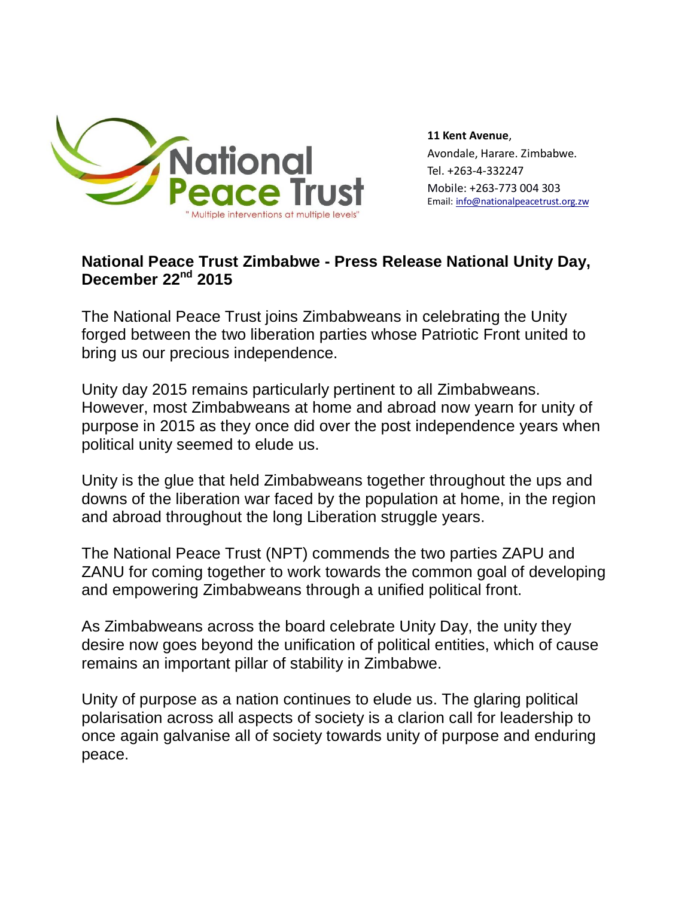National Peace Trust

" Multiple interventions at multiple levels"

**11 Kent Avenue**,
Avondale, Harare. Zimbabwe.
Tel. +263-4-332247
Mobile: +263-773 004 303
Email: info@nationalpeacetrust.org.zw

## National Peace Trust Zimbabwe - Press Release National Unity Day, December 22nd 2015

The National Peace Trust joins Zimbabweans in celebrating the Unity forged between the two liberation parties whose Patriotic Front united to bring us our precious independence.

Unity day 2015 remains particularly pertinent to all Zimbabweans. However, most Zimbabweans at home and abroad now yearn for unity of purpose in 2015 as they once did over the post independence years when political unity seemed to elude us.

Unity is the glue that held Zimbabweans together throughout the ups and downs of the liberation war faced by the population at home, in the region and abroad throughout the long Liberation struggle years.

The National Peace Trust (NPT) commends the two parties ZAPU and ZANU for coming together to work towards the common goal of developing and empowering Zimbabweans through a unified political front.

As Zimbabweans across the board celebrate Unity Day, the unity they desire now goes beyond the unification of political entities, which of cause remains an important pillar of stability in Zimbabwe.

Unity of purpose as a nation continues to elude us. The glaring political polarisation across all aspects of society is a clarion call for leadership to once again galvanise all of society towards unity of purpose and enduring peace.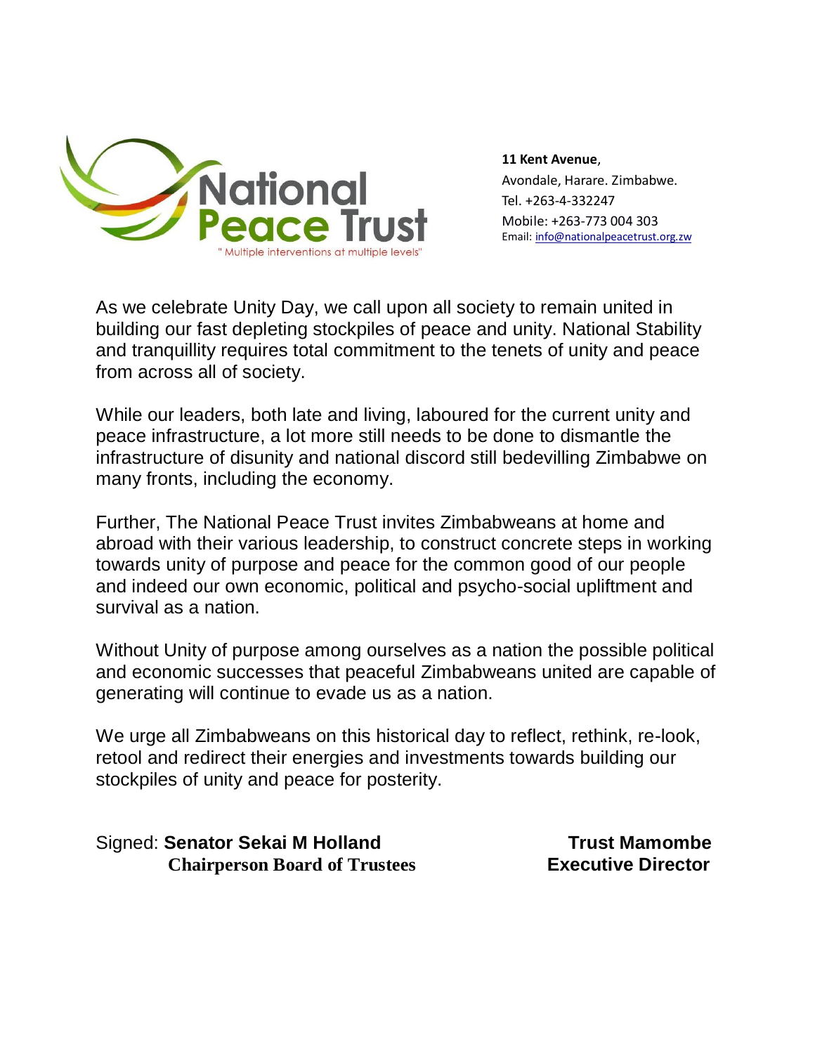**National Peace Trust**

" Multiple interventions at multiple levels"

**11 Kent Avenue**,
Avondale, Harare. Zimbabwe.
Tel. +263-4-332247
Mobile: +263-773 004 303
Email: info@nationalpeacetrust.org.zw

As we celebrate Unity Day, we call upon all society to remain united in building our fast depleting stockpiles of peace and unity. National Stability and tranquillity requires total commitment to the tenets of unity and peace from across all of society.

While our leaders, both late and living, laboured for the current unity and peace infrastructure, a lot more still needs to be done to dismantle the infrastructure of disunity and national discord still bedevilling Zimbabwe on many fronts, including the economy.

Further, The National Peace Trust invites Zimbabweans at home and abroad with their various leadership, to construct concrete steps in working towards unity of purpose and peace for the common good of our people and indeed our own economic, political and psycho-social upliftment and survival as a nation.

Without Unity of purpose among ourselves as a nation the possible political and economic successes that peaceful Zimbabweans united are capable of generating will continue to evade us as a nation.

We urge all Zimbabweans on this historical day to reflect, rethink, re-look, retool and redirect their energies and investments towards building our stockpiles of unity and peace for posterity.

Signed: **Senator Sekai M Holland**
**Chairperson Board of Trustees**

**Trust Mamombe**
**Executive Director**